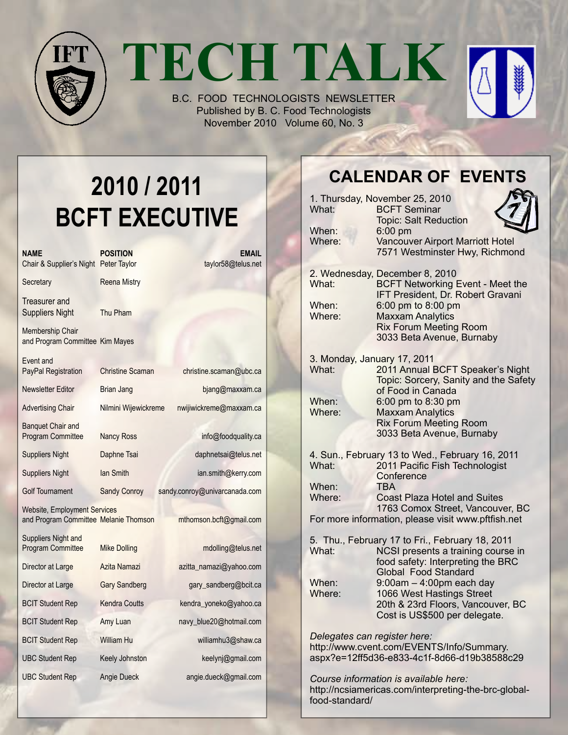# TECH TALK

B.C. FOOD TECHNOLOGISTS NEWSLETTER
Published by B. C. Food Technologists
November 2010 Volume 60, No. 3

## 2010 / 2011 BCFT EXECUTIVE

| NAME | POSITION | EMAIL |
|---|---|---|
| Chair & Supplier's Night | Peter Taylor | taylor58@telus.net |
| Secretary | Reena Mistry | |
| Treasurer and Suppliers Night | Thu Pham | |
| Membership Chair and Program Committee | Kim Mayes | |
| Event and PayPal Registration | Christine Scaman | christine.scaman@ubc.ca |
| Newsletter Editor | Brian Jang | bjang@maxxam.ca |
| Advertising Chair | Nilmini Wijewickreme | nwijiwickreme@maxxam.ca |
| Banquet Chair and Program Committee | Nancy Ross | info@foodquality.ca |
| Suppliers Night | Daphne Tsai | daphnetsai@telus.net |
| Suppliers Night | Ian Smith | ian.smith@kerry.com |
| Golf Tournament | Sandy Conroy | sandy.conroy@univarcanada.com |
| Website, Employment Services and Program Committee | Melanie Thomson | mthomson.bcft@gmail.com |
| Suppliers Night and Program Committee | Mike Dolling | mdolling@telus.net |
| Director at Large | Azita Namazi | azitta_namazi@yahoo.com |
| Director at Large | Gary Sandberg | gary_sandberg@bcit.ca |
| BCIT Student Rep | Kendra Coutts | kendra_yoneko@yahoo.ca |
| BCIT Student Rep | Amy Luan | navy_blue20@hotmail.com |
| BCIT Student Rep | William Hu | williamhu3@shaw.ca |
| UBC Student Rep | Keely Johnston | keelynj@gmail.com |
| UBC Student Rep | Angie Dueck | angie.dueck@gmail.com |

## CALENDAR OF EVENTS

1. Thursday, November 25, 2010
What: BCFT Seminar
Topic: Salt Reduction
When: 6:00 pm
Where: Vancouver Airport Marriott Hotel
7571 Westminster Hwy, Richmond

2. Wednesday, December 8, 2010
What: BCFT Networking Event - Meet the IFT President, Dr. Robert Gravani
When: 6:00 pm to 8:00 pm
Where: Maxxam Analytics
Rix Forum Meeting Room
3033 Beta Avenue, Burnaby

3. Monday, January 17, 2011
What: 2011 Annual BCFT Speaker's Night
Topic: Sorcery, Sanity and the Safety of Food in Canada
When: 6:00 pm to 8:30 pm
Where: Maxxam Analytics
Rix Forum Meeting Room
3033 Beta Avenue, Burnaby

4. Sun., February 13 to Wed., February 16, 2011
What: 2011 Pacific Fish Technologist Conference
When: TBA
Where: Coast Plaza Hotel and Suites
1763 Comox Street, Vancouver, BC
For more information, please visit www.pftfish.net

5. Thu., February 17 to Fri., February 18, 2011
What: NCSI presents a training course in food safety: Interpreting the BRC Global Food Standard
When: 9:00am – 4:00pm each day
Where: 1066 West Hastings Street
20th & 23rd Floors, Vancouver, BC
Cost is US$500 per delegate.

*Delegates can register here:*
http://www.cvent.com/EVENTS/Info/Summary.aspx?e=12ff5d36-e833-4c1f-8d66-d19b38588c29

*Course information is available here:*
http://ncsiamericas.com/interpreting-the-brc-global-food-standard/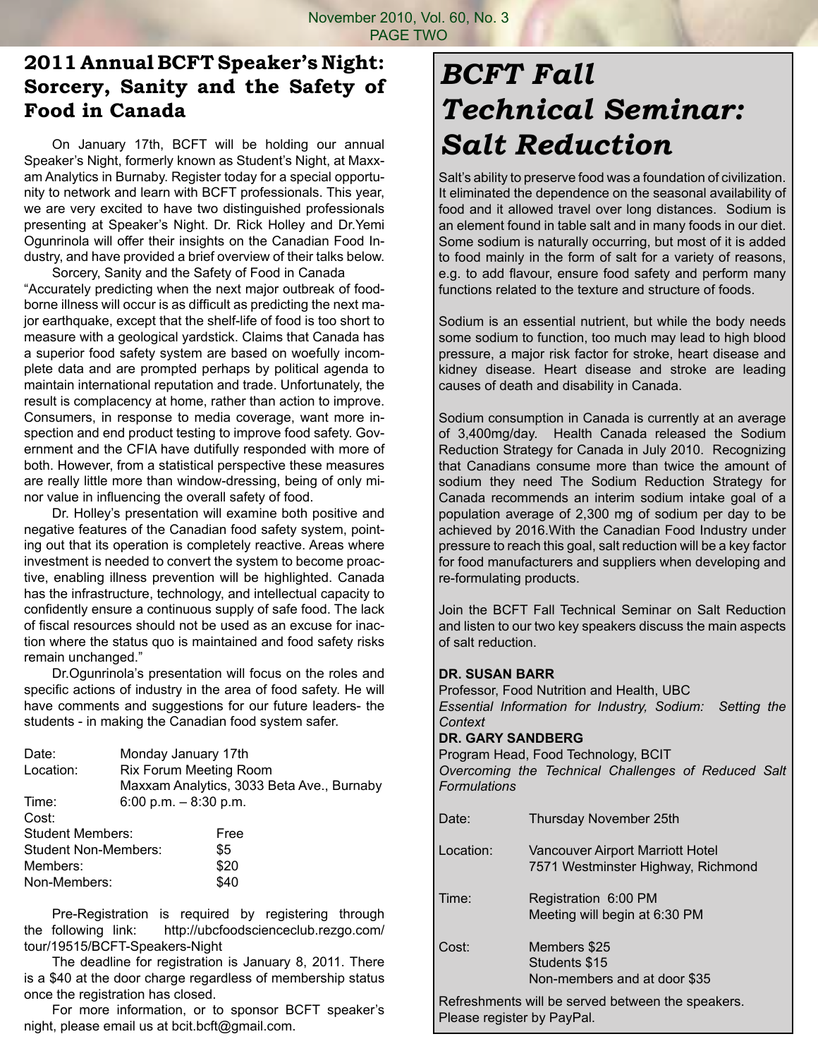## 2011 Annual BCFT Speaker's Night: Sorcery, Sanity and the Safety of Food in Canada

On January 17th, BCFT will be holding our annual Speaker's Night, formerly known as Student's Night, at Maxxam Analytics in Burnaby. Register today for a special opportunity to network and learn with BCFT professionals. This year, we are very excited to have two distinguished professionals presenting at Speaker's Night. Dr. Rick Holley and Dr.Yemi Ogunrinola will offer their insights on the Canadian Food Industry, and have provided a brief overview of their talks below.

Sorcery, Sanity and the Safety of Food in Canada

"Accurately predicting when the next major outbreak of foodborne illness will occur is as difficult as predicting the next major earthquake, except that the shelf-life of food is too short to measure with a geological yardstick. Claims that Canada has a superior food safety system are based on woefully incomplete data and are prompted perhaps by political agenda to maintain international reputation and trade. Unfortunately, the result is complacency at home, rather than action to improve. Consumers, in response to media coverage, want more inspection and end product testing to improve food safety. Government and the CFIA have dutifully responded with more of both. However, from a statistical perspective these measures are really little more than window-dressing, being of only minor value in influencing the overall safety of food.

Dr. Holley's presentation will examine both positive and negative features of the Canadian food safety system, pointing out that its operation is completely reactive. Areas where investment is needed to convert the system to become proactive, enabling illness prevention will be highlighted. Canada has the infrastructure, technology, and intellectual capacity to confidently ensure a continuous supply of safe food. The lack of fiscal resources should not be used as an excuse for inaction where the status quo is maintained and food safety risks remain unchanged."

Dr.Ogunrinola's presentation will focus on the roles and specific actions of industry in the area of food safety. He will have comments and suggestions for our future leaders- the students - in making the Canadian food system safer.

| | |
|---|---|
| Date: | Monday January 17th |
| Location: | Rix Forum Meeting Room<br>Maxxam Analytics, 3033 Beta Ave., Burnaby |
| Time: | 6:00 p.m. – 8:30 p.m. |
| Cost: | |
| Student Members: | Free |
| Student Non-Members: | $5 |
| Members: | $20 |
| Non-Members: | $40 |

Pre-Registration is required by registering through the following link: http://ubcfoodscienceclub.rezgo.com/tour/19515/BCFT-Speakers-Night

The deadline for registration is January 8, 2011. There is a $40 at the door charge regardless of membership status once the registration has closed.

For more information, or to sponsor BCFT speaker's night, please email us at bcit.bcft@gmail.com.

## *BCFT Fall Technical Seminar: Salt Reduction*

Salt's ability to preserve food was a foundation of civilization. It eliminated the dependence on the seasonal availability of food and it allowed travel over long distances. Sodium is an element found in table salt and in many foods in our diet. Some sodium is naturally occurring, but most of it is added to food mainly in the form of salt for a variety of reasons, e.g. to add flavour, ensure food safety and perform many functions related to the texture and structure of foods.

Sodium is an essential nutrient, but while the body needs some sodium to function, too much may lead to high blood pressure, a major risk factor for stroke, heart disease and kidney disease. Heart disease and stroke are leading causes of death and disability in Canada.

Sodium consumption in Canada is currently at an average of 3,400mg/day. Health Canada released the Sodium Reduction Strategy for Canada in July 2010. Recognizing that Canadians consume more than twice the amount of sodium they need The Sodium Reduction Strategy for Canada recommends an interim sodium intake goal of a population average of 2,300 mg of sodium per day to be achieved by 2016.With the Canadian Food Industry under pressure to reach this goal, salt reduction will be a key factor for food manufacturers and suppliers when developing and re-formulating products.

Join the BCFT Fall Technical Seminar on Salt Reduction and listen to our two key speakers discuss the main aspects of salt reduction.

**DR. SUSAN BARR**
Professor, Food Nutrition and Health, UBC
*Essential Information for Industry, Sodium: Setting the Context*

**DR. GARY SANDBERG**
Program Head, Food Technology, BCIT
*Overcoming the Technical Challenges of Reduced Salt Formulations*

| | |
|---|---|
| Date: | Thursday November 25th |
| Location: | Vancouver Airport Marriott Hotel<br>7571 Westminster Highway, Richmond |
| Time: | Registration 6:00 PM<br>Meeting will begin at 6:30 PM |
| Cost: | Members $25<br>Students $15<br>Non-members and at door $35 |

Refreshments will be served between the speakers.
Please register by PayPal.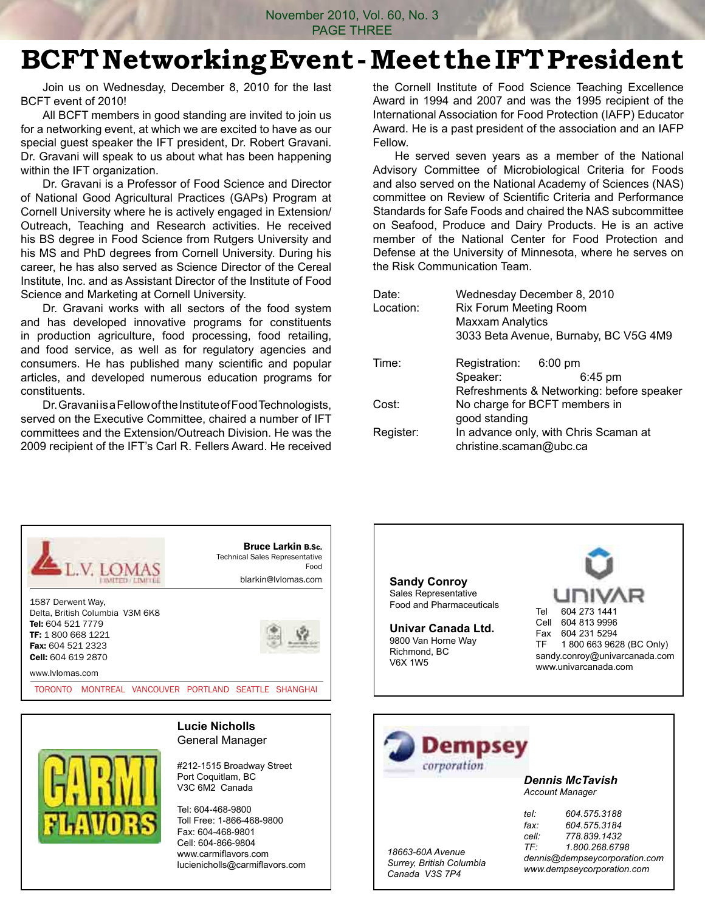# BCFT Networking Event - Meet the IFT President

Join us on Wednesday, December 8, 2010 for the last BCFT event of 2010!

All BCFT members in good standing are invited to join us for a networking event, at which we are excited to have as our special guest speaker the IFT president, Dr. Robert Gravani. Dr. Gravani will speak to us about what has been happening within the IFT organization.

Dr. Gravani is a Professor of Food Science and Director of National Good Agricultural Practices (GAPs) Program at Cornell University where he is actively engaged in Extension/Outreach, Teaching and Research activities. He received his BS degree in Food Science from Rutgers University and his MS and PhD degrees from Cornell University. During his career, he has also served as Science Director of the Cereal Institute, Inc. and as Assistant Director of the Institute of Food Science and Marketing at Cornell University.

Dr. Gravani works with all sectors of the food system and has developed innovative programs for constituents in production agriculture, food processing, food retailing, and food service, as well as for regulatory agencies and consumers. He has published many scientific and popular articles, and developed numerous education programs for constituents.

Dr. Gravani is a Fellow of the Institute of Food Technologists, served on the Executive Committee, chaired a number of IFT committees and the Extension/Outreach Division. He was the 2009 recipient of the IFT's Carl R. Fellers Award. He received the Cornell Institute of Food Science Teaching Excellence Award in 1994 and 2007 and was the 1995 recipient of the International Association for Food Protection (IAFP) Educator Award. He is a past president of the association and an IAFP Fellow.

He served seven years as a member of the National Advisory Committee of Microbiological Criteria for Foods and also served on the National Academy of Sciences (NAS) committee on Review of Scientific Criteria and Performance Standards for Safe Foods and chaired the NAS subcommittee on Seafood, Produce and Dairy Products. He is an active member of the National Center for Food Protection and Defense at the University of Minnesota, where he serves on the Risk Communication Team.

| | |
|---|---|
| Date: | Wednesday December 8, 2010 |
| Location: | Rix Forum Meeting Room<br>Maxxam Analytics<br>3033 Beta Avenue, Burnaby, BC V5G 4M9 |
| Time: | Registration: 6:00 pm<br>Speaker: 6:45 pm<br>Refreshments & Networking: before speaker |
| Cost: | No charge for BCFT members in good standing |
| Register: | In advance only, with Chris Scaman at christine.scaman@ubc.ca |

L.V. LOMAS LIMITED / LIMITÉE

**Bruce Larkin B.Sc.**
Technical Sales Representative
Food
blarkin@lvlomas.com

1587 Derwent Way,
Delta, British Columbia V3M 6K8
**Tel:** 604 521 7779
**TF:** 1 800 668 1221
**Fax:** 604 521 2323
**Cell:** 604 619 2870

www.lvlomas.com

TORONTO MONTREAL VANCOUVER PORTLAND SEATTLE SHANGHAI

**Sandy Conroy**
Sales Representative
Food and Pharmaceuticals

**Univar Canada Ltd.**
9800 Van Horne Way
Richmond, BC
V6X 1W5

UNIVAR

Tel 604 273 1441
Cell 604 813 9996
Fax 604 231 5294
TF 1 800 663 9628 (BC Only)
sandy.conroy@univarcanada.com
www.univarcanada.com

CARMI FLAVORS

**Lucie Nicholls**
General Manager

#212-1515 Broadway Street
Port Coquitlam, BC
V3C 6M2 Canada

Tel: 604-468-9800
Toll Free: 1-866-468-9800
Fax: 604-468-9801
Cell: 604-866-9804
www.carmiflavors.com
lucienicholls@carmiflavors.com

Dempsey corporation

***Dennis McTavish***
*Account Manager*

*tel:* 604.575.3188
*fax:* 604.575.3184
*cell:* 778.839.1432
*TF:* 1.800.268.6798
*dennis@dempseycorporation.com*
*www.dempseycorporation.com*

*18663-60A Avenue*
*Surrey, British Columbia*
*Canada V3S 7P4*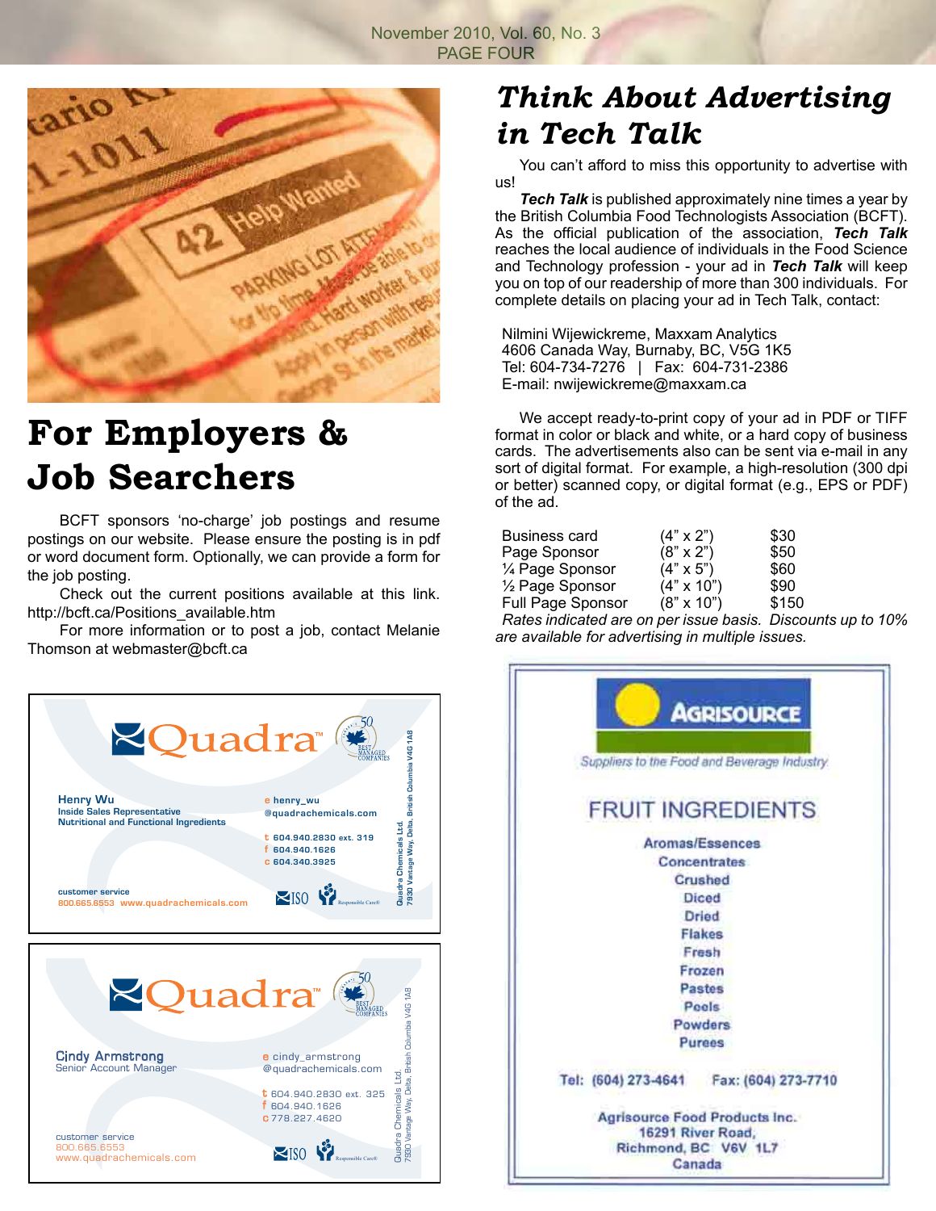# For Employers & Job Searchers

BCFT sponsors 'no-charge' job postings and resume postings on our website. Please ensure the posting is in pdf or word document form. Optionally, we can provide a form for the job posting.

Check out the current positions available at this link. http://bcft.ca/Positions_available.htm

For more information or to post a job, contact Melanie Thomson at webmaster@bcft.ca

**Quadra**™

**Henry Wu**
Inside Sales Representative
Nutritional and Functional Ingredients

e henry_wu@quadrachemicals.com
t 604.940.2830 ext. 319
f 604.940.1626
c 604.340.3925

customer service
800.665.6553 www.quadrachemicals.com

Quadra Chemicals Ltd.
7930 Vantage Way, Delta, British Columbia V4G 1A8

**Quadra**™

**Cindy Armstrong**
Senior Account Manager

e cindy_armstrong@quadrachemicals.com
t 604.940.2830 ext. 325
f 604.940.1626
c 778.227.4620

customer service
800.665.6553
www.quadrachemicals.com

Quadra Chemicals Ltd.
7930 Vantage Way, Delta, British Columbia V4G 1A8

# Think About Advertising in Tech Talk

You can't afford to miss this opportunity to advertise with us!

***Tech Talk*** is published approximately nine times a year by the British Columbia Food Technologists Association (BCFT). As the official publication of the association, ***Tech Talk*** reaches the local audience of individuals in the Food Science and Technology profession - your ad in ***Tech Talk*** will keep you on top of our readership of more than 300 individuals. For complete details on placing your ad in Tech Talk, contact:

Nilmini Wijewickreme, Maxxam Analytics
4606 Canada Way, Burnaby, BC, V5G 1K5
Tel: 604-734-7276 | Fax: 604-731-2386
E-mail: nwijewickreme@maxxam.ca

We accept ready-to-print copy of your ad in PDF or TIFF format in color or black and white, or a hard copy of business cards. The advertisements also can be sent via e-mail in any sort of digital format. For example, a high-resolution (300 dpi or better) scanned copy, or digital format (e.g., EPS or PDF) of the ad.

| | | |
|---|---|---|
| Business card | (4" x 2") | $30 |
| Page Sponsor | (8" x 2") | $50 |
| ¼ Page Sponsor | (4" x 5") | $60 |
| ½ Page Sponsor | (4" x 10") | $90 |
| Full Page Sponsor | (8" x 10") | $150 |

*Rates indicated are on per issue basis. Discounts up to 10% are available for advertising in multiple issues.*

**AGRISOURCE**

Suppliers to the Food and Beverage Industry

**FRUIT INGREDIENTS**

Aromas/Essences
Concentrates
Crushed
Diced
Dried
Flakes
Fresh
Frozen
Pastes
Peels
Powders
Purees

Tel: (604) 273-4641 Fax: (604) 273-7710

Agrisource Food Products Inc.
16291 River Road,
Richmond, BC V6V 1L7
Canada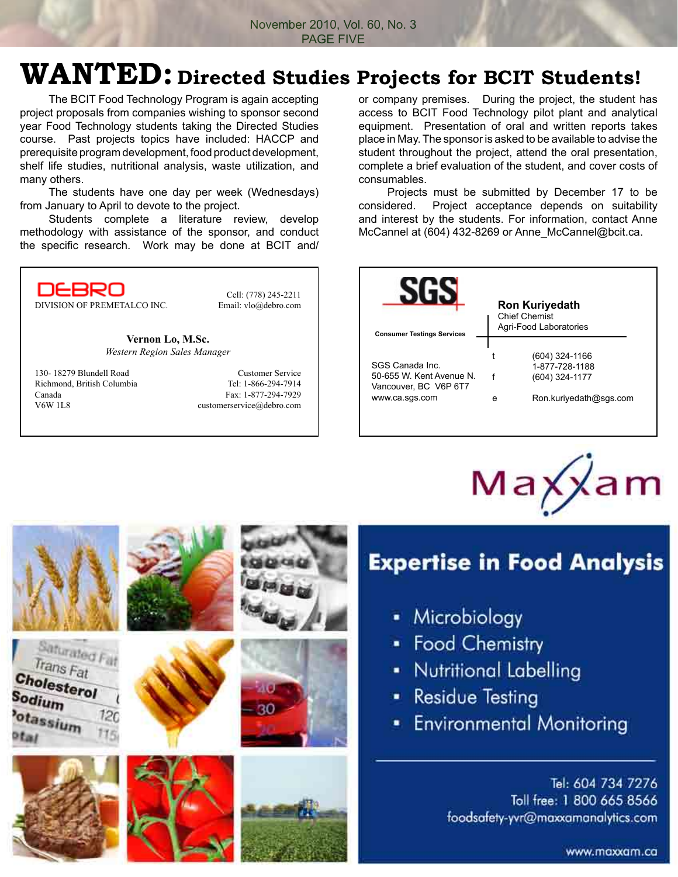# WANTED: Directed Studies Projects for BCIT Students!

The BCIT Food Technology Program is again accepting project proposals from companies wishing to sponsor second year Food Technology students taking the Directed Studies course. Past projects topics have included: HACCP and prerequisite program development, food product development, shelf life studies, nutritional analysis, waste utilization, and many others.

The students have one day per week (Wednesdays) from January to April to devote to the project.

Students complete a literature review, develop methodology with assistance of the sponsor, and conduct the specific research. Work may be done at BCIT and/or company premises. During the project, the student has access to BCIT Food Technology pilot plant and analytical equipment. Presentation of oral and written reports takes place in May. The sponsor is asked to be available to advise the student throughout the project, attend the oral presentation, complete a brief evaluation of the student, and cover costs of consumables.

Projects must be submitted by December 17 to be considered. Project acceptance depends on suitability and interest by the students. For information, contact Anne McCannel at (604) 432-8269 or Anne_McCannel@bcit.ca.

---

**DEBRO**
DIVISION OF PREMETALCO INC.

Cell: (778) 245-2211
Email: vlo@debro.com

**Vernon Lo, M.Sc.**
*Western Region Sales Manager*

130- 18279 Blundell Road
Richmond, British Columbia
Canada
V6W 1L8

Customer Service
Tel: 1-866-294-7914
Fax: 1-877-294-7929
customerservice@debro.com

---

**SGS**
Consumer Testings Services

**Ron Kuriyedath**
Chief Chemist
Agri-Food Laboratories

SGS Canada Inc.
50-655 W. Kent Avenue N.
Vancouver, BC V6P 6T7
www.ca.sgs.com

t (604) 324-1166
1-877-728-1188
f (604) 324-1177
e Ron.kuriyedath@sgs.com

---

**Maxxam**

## Expertise in Food Analysis

- Microbiology
- Food Chemistry
- Nutritional Labelling
- Residue Testing
- Environmental Monitoring

Tel: 604 734 7276
Toll free: 1 800 665 8566
foodsafety-yvr@maxxamanalytics.com

www.maxxam.ca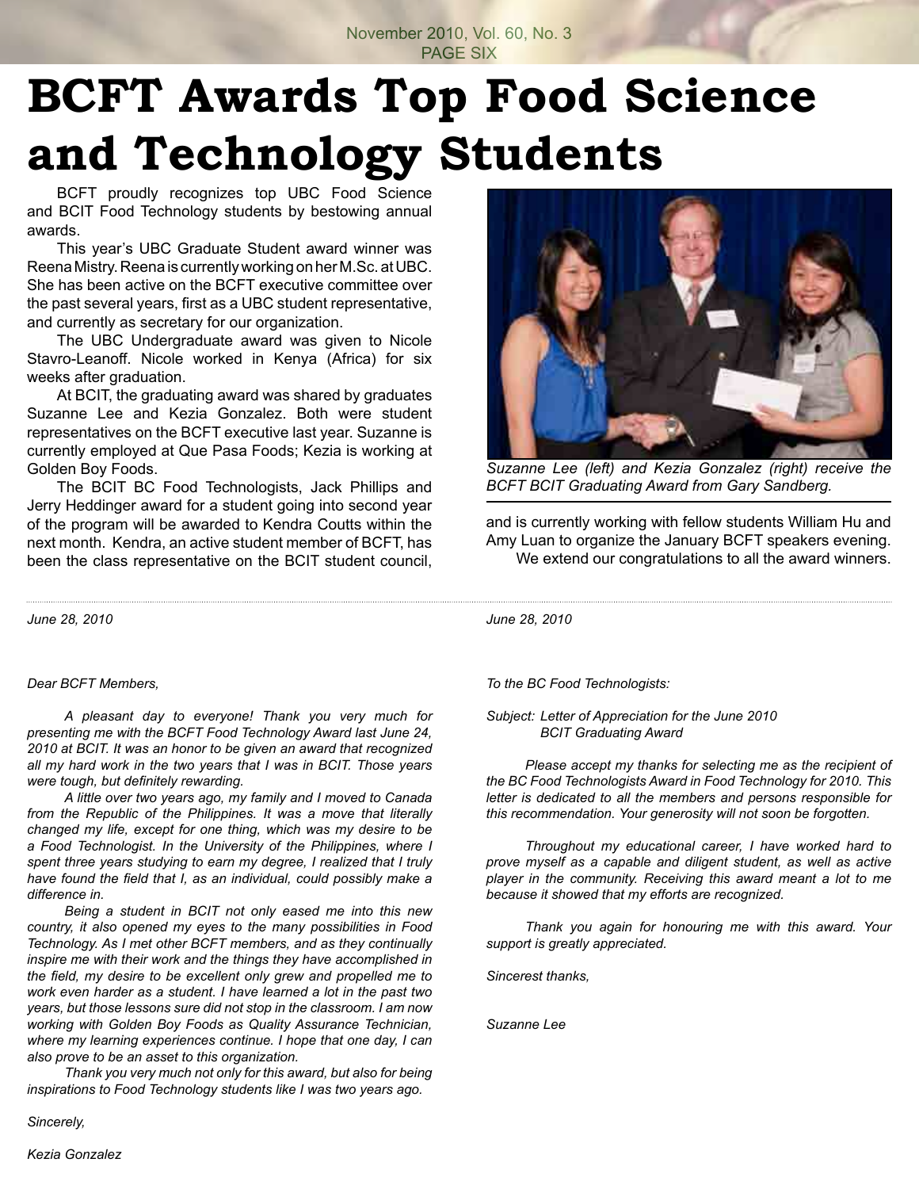# BCFT Awards Top Food Science and Technology Students

BCFT proudly recognizes top UBC Food Science and BCIT Food Technology students by bestowing annual awards.

This year's UBC Graduate Student award winner was Reena Mistry. Reena is currently working on her M.Sc. at UBC. She has been active on the BCFT executive committee over the past several years, first as a UBC student representative, and currently as secretary for our organization.

The UBC Undergraduate award was given to Nicole Stavro-Leanoff. Nicole worked in Kenya (Africa) for six weeks after graduation.

At BCIT, the graduating award was shared by graduates Suzanne Lee and Kezia Gonzalez. Both were student representatives on the BCFT executive last year. Suzanne is currently employed at Que Pasa Foods; Kezia is working at Golden Boy Foods.

The BCIT BC Food Technologists, Jack Phillips and Jerry Heddinger award for a student going into second year of the program will be awarded to Kendra Coutts within the next month. Kendra, an active student member of BCFT, has been the class representative on the BCIT student council, and is currently working with fellow students William Hu and Amy Luan to organize the January BCFT speakers evening.

We extend our congratulations to all the award winners.

*Suzanne Lee (left) and Kezia Gonzalez (right) receive the BCFT BCIT Graduating Award from Gary Sandberg.*

---

*June 28, 2010*

*Dear BCFT Members,*

*A pleasant day to everyone! Thank you very much for presenting me with the BCFT Food Technology Award last June 24, 2010 at BCIT. It was an honor to be given an award that recognized all my hard work in the two years that I was in BCIT. Those years were tough, but definitely rewarding.*

*A little over two years ago, my family and I moved to Canada from the Republic of the Philippines. It was a move that literally changed my life, except for one thing, which was my desire to be a Food Technologist. In the University of the Philippines, where I spent three years studying to earn my degree, I realized that I truly have found the field that I, as an individual, could possibly make a difference in.*

*Being a student in BCIT not only eased me into this new country, it also opened my eyes to the many possibilities in Food Technology. As I met other BCFT members, and as they continually inspire me with their work and the things they have accomplished in the field, my desire to be excellent only grew and propelled me to work even harder as a student. I have learned a lot in the past two years, but those lessons sure did not stop in the classroom. I am now working with Golden Boy Foods as Quality Assurance Technician, where my learning experiences continue. I hope that one day, I can also prove to be an asset to this organization.*

*Thank you very much not only for this award, but also for being inspirations to Food Technology students like I was two years ago.*

*Sincerely,*

*Kezia Gonzalez*

---

*June 28, 2010*

*To the BC Food Technologists:*

*Subject: Letter of Appreciation for the June 2010 BCIT Graduating Award*

*Please accept my thanks for selecting me as the recipient of the BC Food Technologists Award in Food Technology for 2010. This letter is dedicated to all the members and persons responsible for this recommendation. Your generosity will not soon be forgotten.*

*Throughout my educational career, I have worked hard to prove myself as a capable and diligent student, as well as active player in the community. Receiving this award meant a lot to me because it showed that my efforts are recognized.*

*Thank you again for honouring me with this award. Your support is greatly appreciated.*

*Sincerest thanks,*

*Suzanne Lee*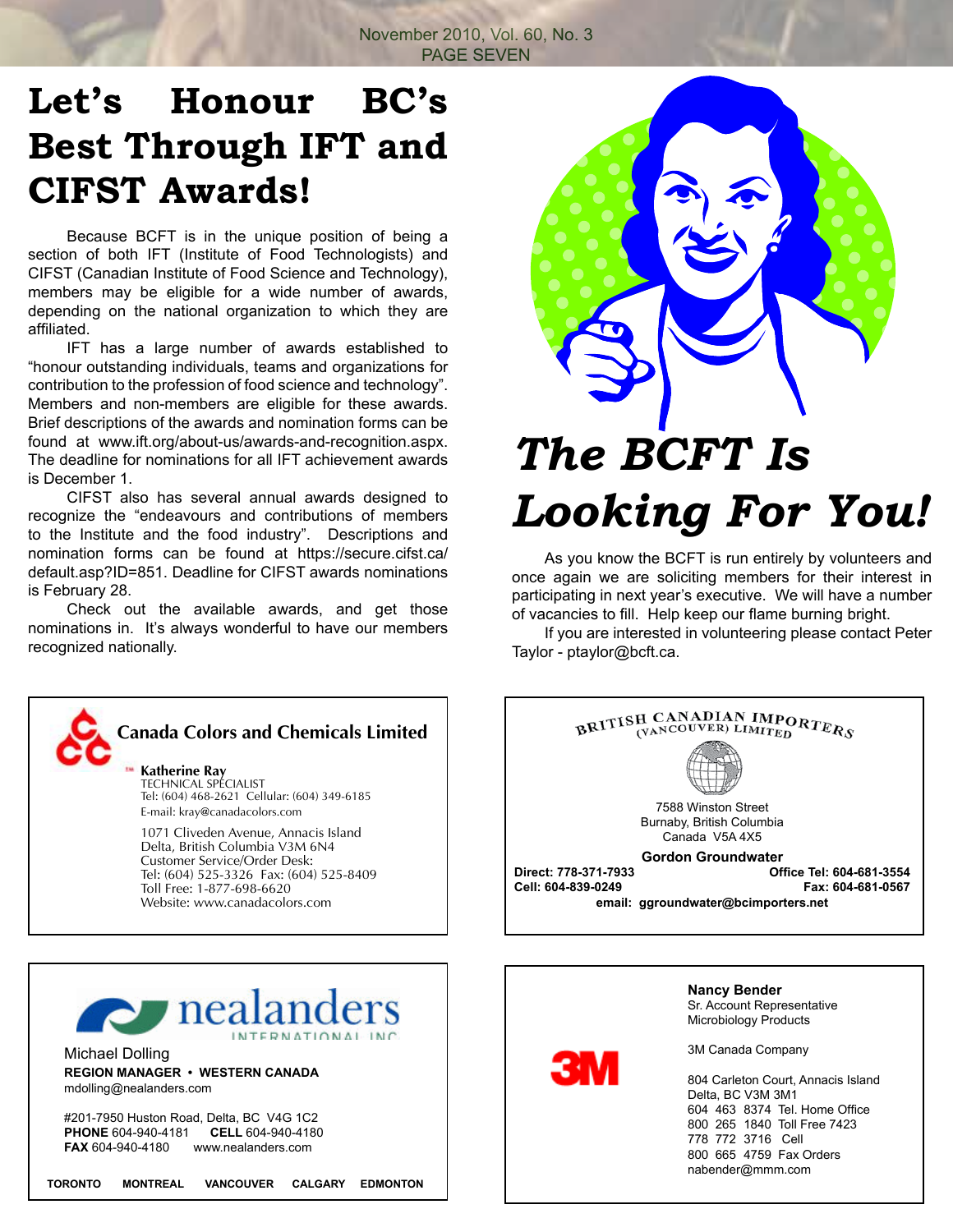# Let's Honour BC's Best Through IFT and CIFST Awards!

Because BCFT is in the unique position of being a section of both IFT (Institute of Food Technologists) and CIFST (Canadian Institute of Food Science and Technology), members may be eligible for a wide number of awards, depending on the national organization to which they are affiliated.

IFT has a large number of awards established to "honour outstanding individuals, teams and organizations for contribution to the profession of food science and technology". Members and non-members are eligible for these awards. Brief descriptions of the awards and nomination forms can be found at www.ift.org/about-us/awards-and-recognition.aspx. The deadline for nominations for all IFT achievement awards is December 1.

CIFST also has several annual awards designed to recognize the "endeavours and contributions of members to the Institute and the food industry". Descriptions and nomination forms can be found at https://secure.cifst.ca/default.asp?ID=851. Deadline for CIFST awards nominations is February 28.

Check out the available awards, and get those nominations in. It's always wonderful to have our members recognized nationally.

# *The BCFT Is Looking For You!*

As you know the BCFT is run entirely by volunteers and once again we are soliciting members for their interest in participating in next year's executive. We will have a number of vacancies to fill. Help keep our flame burning bright.

If you are interested in volunteering please contact Peter Taylor - ptaylor@bcft.ca.

---

**Canada Colors and Chemicals Limited**

**Katherine Ray**
TECHNICAL SPECIALIST
Tel: (604) 468-2621 Cellular: (604) 349-6185
E-mail: kray@canadacolors.com

1071 Cliveden Avenue, Annacis Island
Delta, British Columbia V3M 6N4
Customer Service/Order Desk:
Tel: (604) 525-3326 Fax: (604) 525-8409
Toll Free: 1-877-698-6620
Website: www.canadacolors.com

---

BRITISH CANADIAN IMPORTERS (VANCOUVER) LIMITED

7588 Winston Street
Burnaby, British Columbia
Canada V5A 4X5

**Gordon Groundwater**
**Direct: 778-371-7933** **Office Tel: 604-681-3554**
**Cell: 604-839-0249** **Fax: 604-681-0567**
**email: ggroundwater@bcimporters.net**

---

nealanders INTERNATIONAL INC

Michael Dolling
**REGION MANAGER • WESTERN CANADA**
mdolling@nealanders.com

#201-7950 Huston Road, Delta, BC V4G 1C2
**PHONE** 604-940-4181 **CELL** 604-940-4180
**FAX** 604-940-4180 www.nealanders.com

**TORONTO MONTREAL VANCOUVER CALGARY EDMONTON**

---

3M

**Nancy Bender**
Sr. Account Representative
Microbiology Products

3M Canada Company

804 Carleton Court, Annacis Island
Delta, BC V3M 3M1
604 463 8374 Tel. Home Office
800 265 1840 Toll Free 7423
778 772 3716 Cell
800 665 4759 Fax Orders
nabender@mmm.com